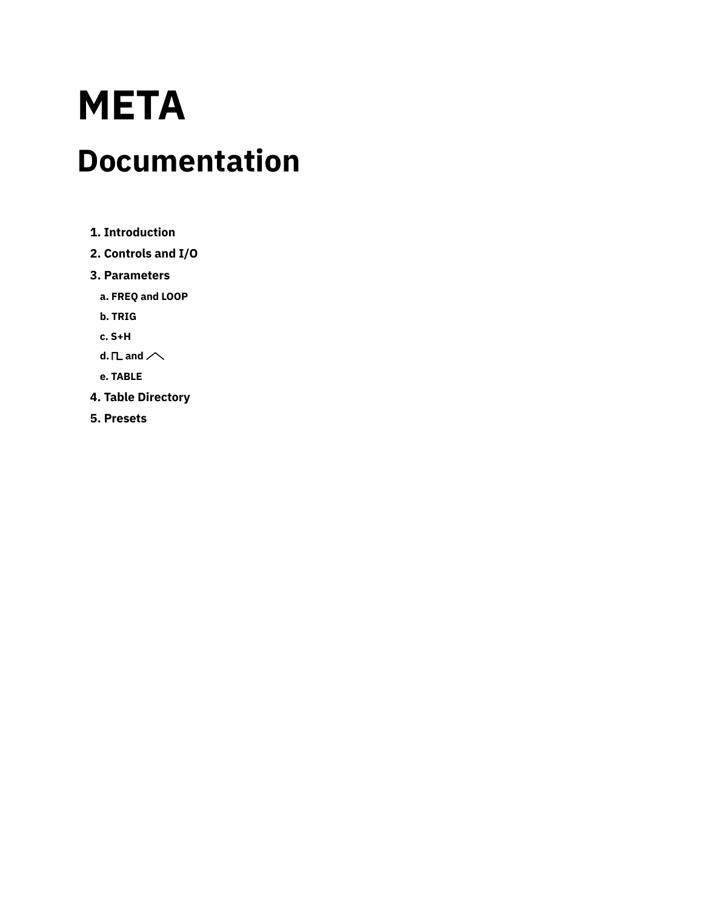# META

## Documentation

1. **Introduction**
2. **Controls and I/O**
3. **Parameters**
   a. **FREQ and LOOP**
   b. **TRIG**
   c. **S+H**
   d. **⎍ and ╱╲**
   e. **TABLE**
4. **Table Directory**
5. **Presets**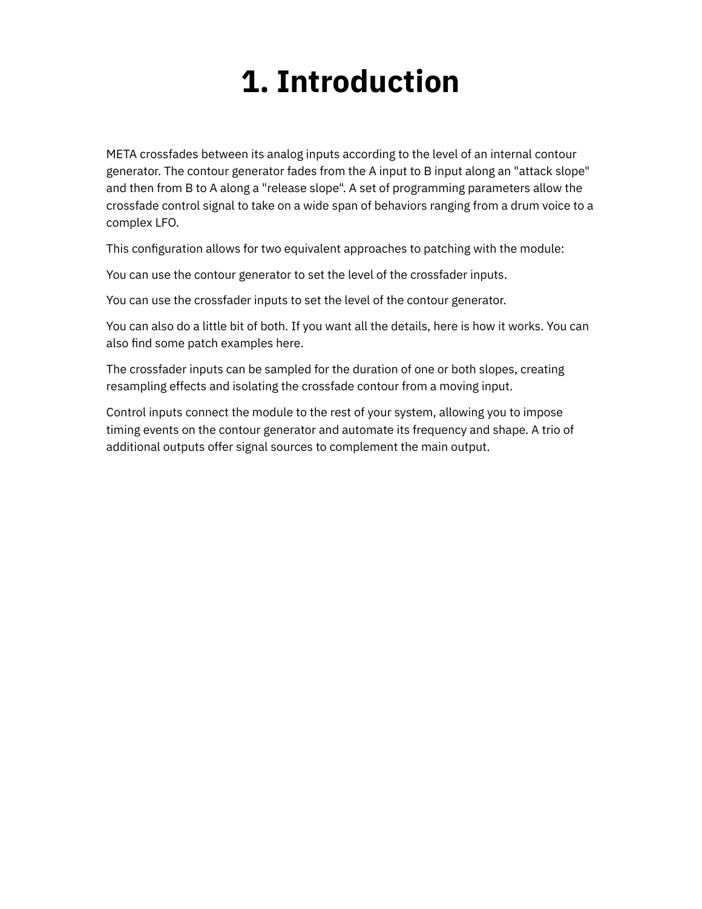# 1. Introduction

META crossfades between its analog inputs according to the level of an internal contour generator. The contour generator fades from the A input to B input along an "attack slope" and then from B to A along a "release slope". A set of programming parameters allow the crossfade control signal to take on a wide span of behaviors ranging from a drum voice to a complex LFO.

This configuration allows for two equivalent approaches to patching with the module:

You can use the contour generator to set the level of the crossfader inputs.

You can use the crossfader inputs to set the level of the contour generator.

You can also do a little bit of both. If you want all the details, here is how it works. You can also find some patch examples here.

The crossfader inputs can be sampled for the duration of one or both slopes, creating resampling effects and isolating the crossfade contour from a moving input.

Control inputs connect the module to the rest of your system, allowing you to impose timing events on the contour generator and automate its frequency and shape. A trio of additional outputs offer signal sources to complement the main output.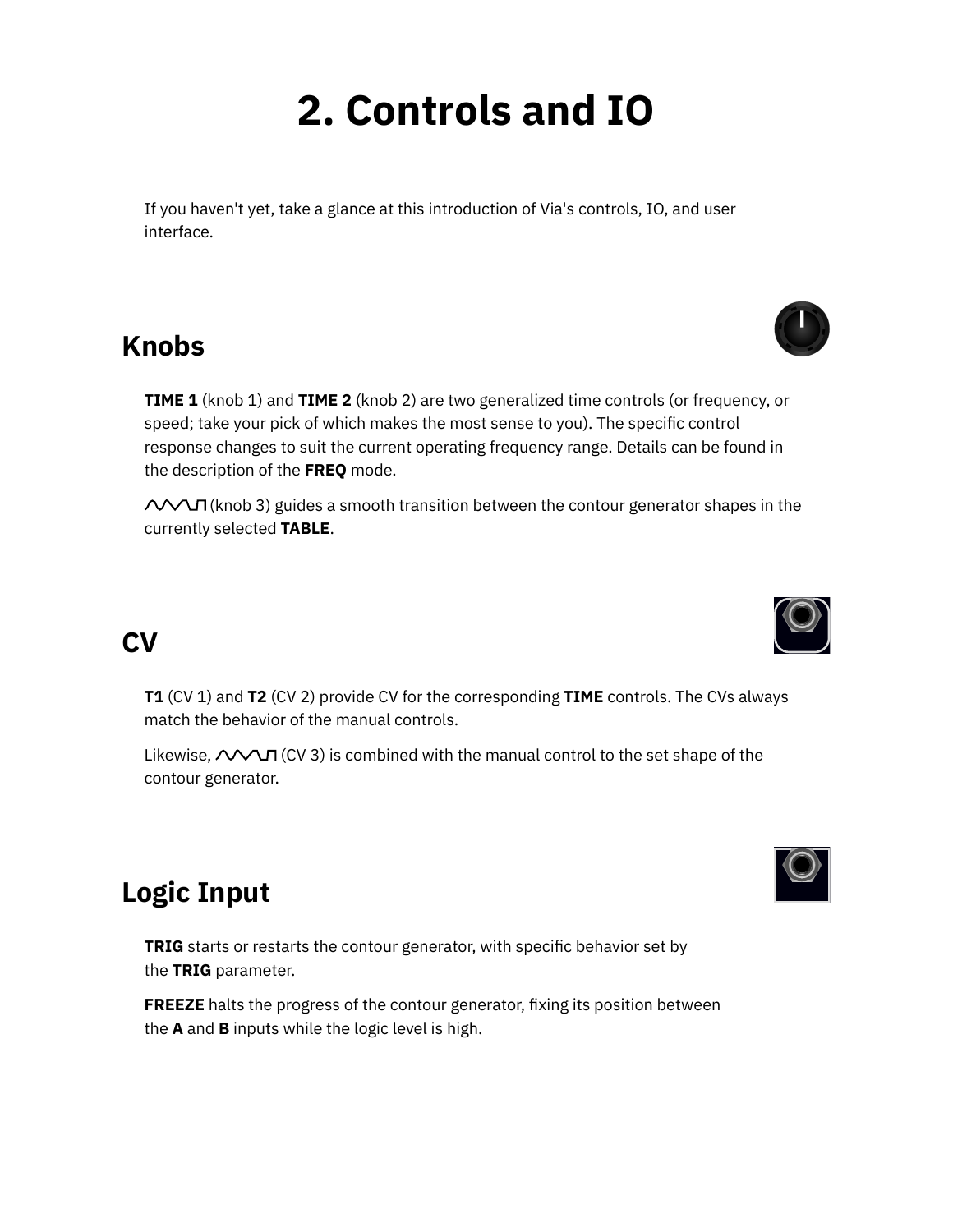# 2. Controls and IO

If you haven't yet, take a glance at this introduction of Via's controls, IO, and user interface.

## Knobs

**TIME 1** (knob 1) and **TIME 2** (knob 2) are two generalized time controls (or frequency, or speed; take your pick of which makes the most sense to you). The specific control response changes to suit the current operating frequency range. Details can be found in the description of the **FREQ** mode.

∿/\⊓ (knob 3) guides a smooth transition between the contour generator shapes in the currently selected **TABLE**.

## CV

**T1** (CV 1) and **T2** (CV 2) provide CV for the corresponding **TIME** controls. The CVs always match the behavior of the manual controls.

Likewise, ∿/\⊓ (CV 3) is combined with the manual control to the set shape of the contour generator.

## Logic Input

**TRIG** starts or restarts the contour generator, with specific behavior set by the **TRIG** parameter.

**FREEZE** halts the progress of the contour generator, fixing its position between the **A** and **B** inputs while the logic level is high.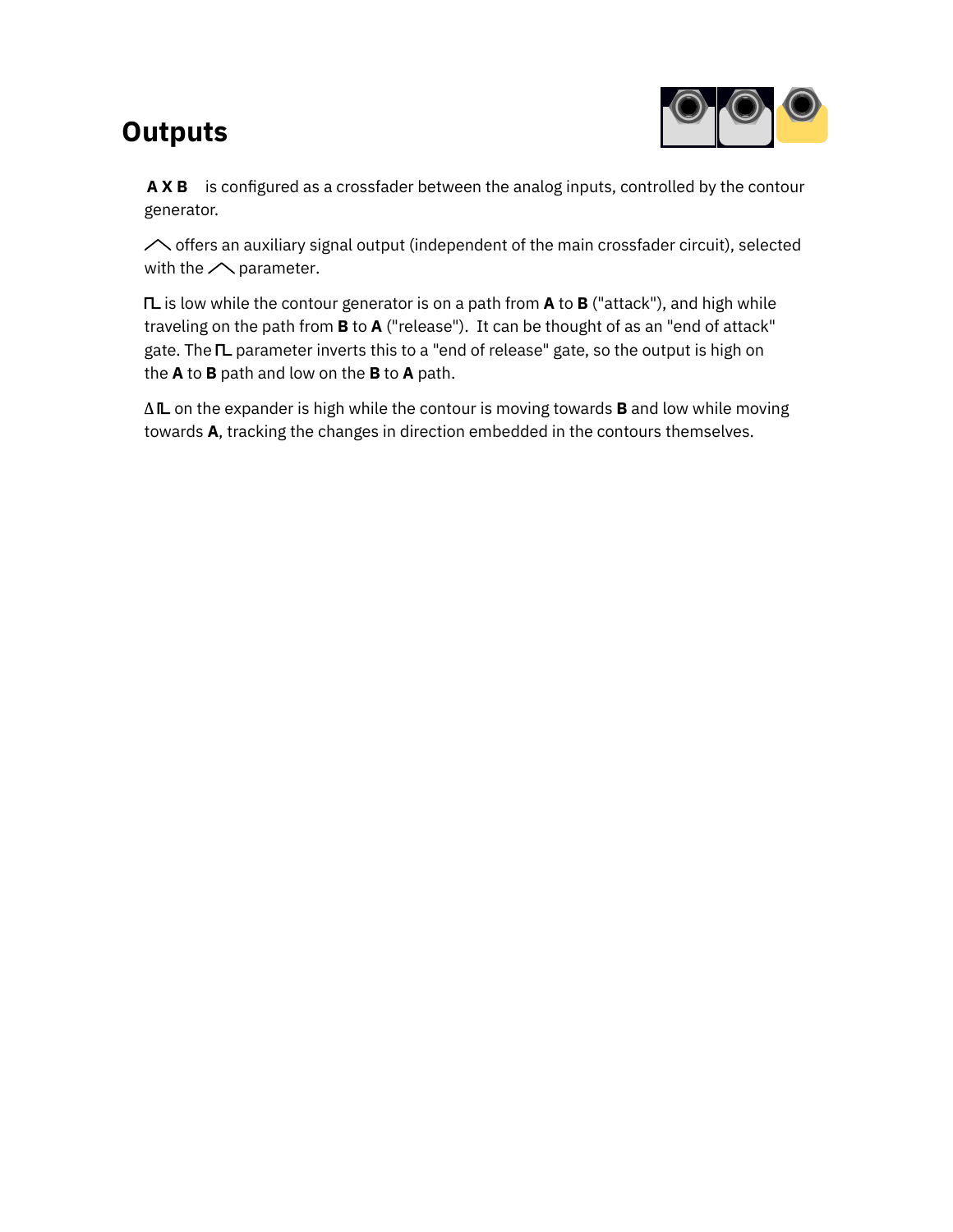## Outputs

**A X B** is configured as a crossfader between the analog inputs, controlled by the contour generator.

⁄⧵ offers an auxiliary signal output (independent of the main crossfader circuit), selected with the ⁄⧵ parameter.

⊓L is low while the contour generator is on a path from **A** to **B** ("attack"), and high while traveling on the path from **B** to **A** ("release"). It can be thought of as an "end of attack" gate. The ⊓L parameter inverts this to a "end of release" gate, so the output is high on the **A** to **B** path and low on the **B** to **A** path.

Δ⊓L on the expander is high while the contour is moving towards **B** and low while moving towards **A**, tracking the changes in direction embedded in the contours themselves.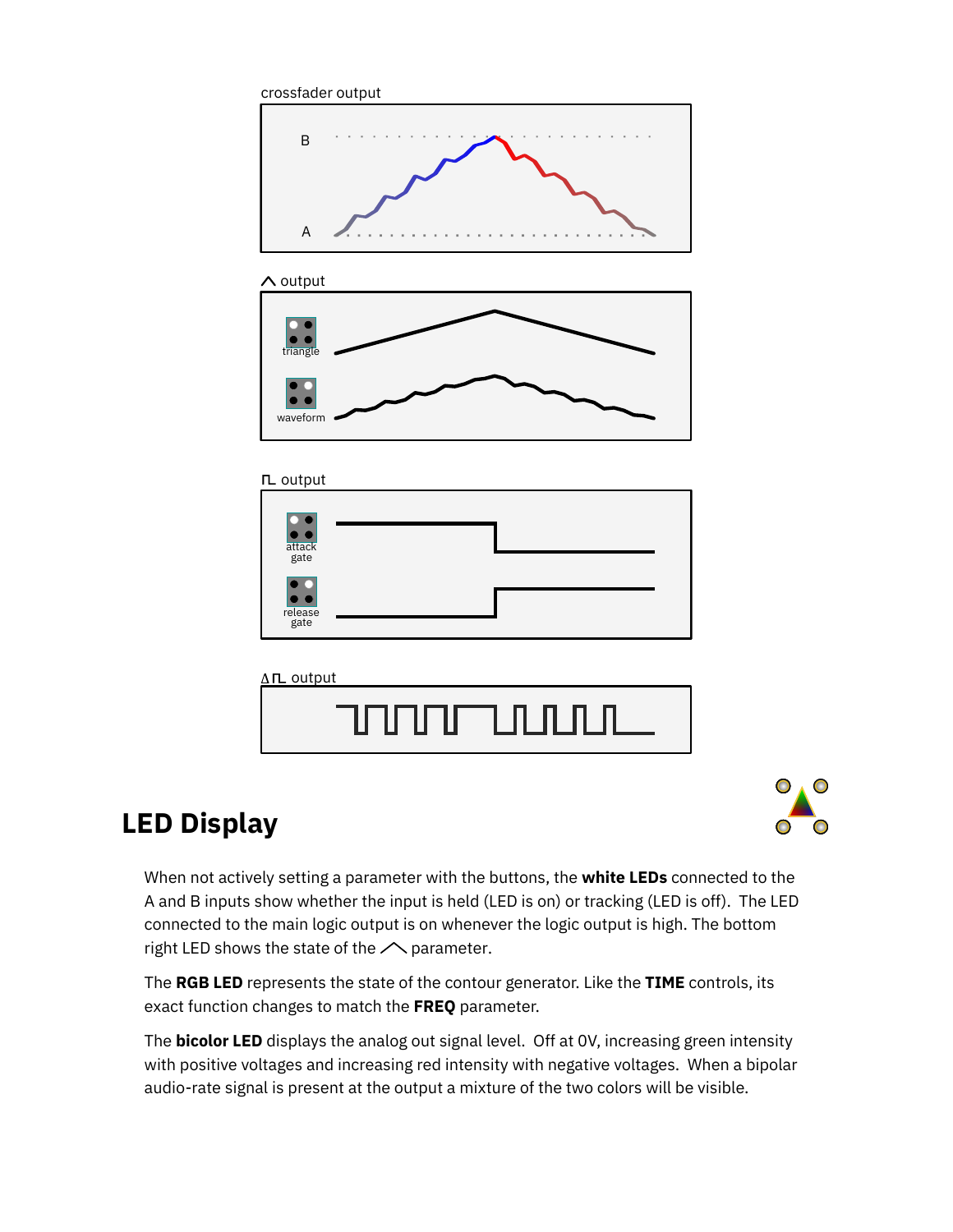crossfader output

B

A

⋀ output

triangle

waveform

⊓ output

attack gate

release gate

Δ⊓ output

## LED Display

When not actively setting a parameter with the buttons, the **white LEDs** connected to the A and B inputs show whether the input is held (LED is on) or tracking (LED is off). The LED connected to the main logic output is on whenever the logic output is high. The bottom right LED shows the state of the ⋀ parameter.

The **RGB LED** represents the state of the contour generator. Like the **TIME** controls, its exact function changes to match the **FREQ** parameter.

The **bicolor LED** displays the analog out signal level. Off at 0V, increasing green intensity with positive voltages and increasing red intensity with negative voltages. When a bipolar audio-rate signal is present at the output a mixture of the two colors will be visible.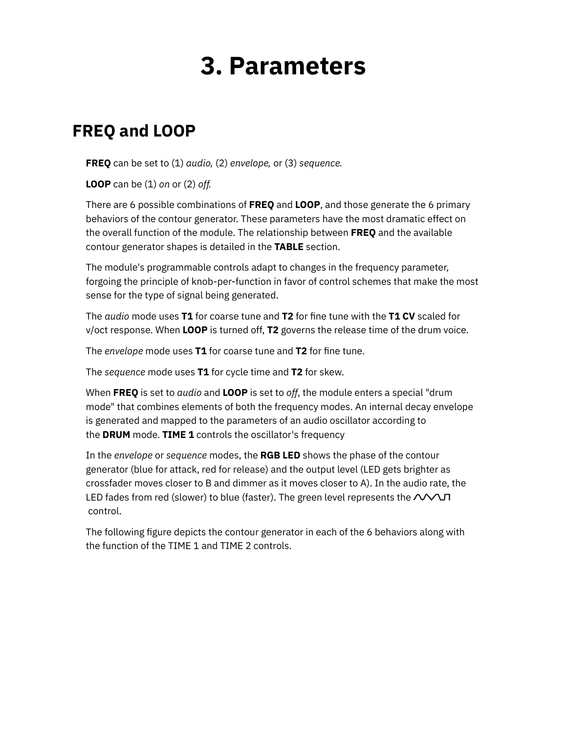# 3. Parameters

## FREQ and LOOP

**FREQ** can be set to (1) *audio,* (2) *envelope,* or (3) *sequence.*

**LOOP** can be (1) *on* or (2) *off.*

There are 6 possible combinations of **FREQ** and **LOOP**, and those generate the 6 primary behaviors of the contour generator. These parameters have the most dramatic effect on the overall function of the module. The relationship between **FREQ** and the available contour generator shapes is detailed in the **TABLE** section.

The module's programmable controls adapt to changes in the frequency parameter, forgoing the principle of knob-per-function in favor of control schemes that make the most sense for the type of signal being generated.

The *audio* mode uses **T1** for coarse tune and **T2** for fine tune with the **T1 CV** scaled for v/oct response. When **LOOP** is turned off, **T2** governs the release time of the drum voice.

The *envelope* mode uses **T1** for coarse tune and **T2** for fine tune.

The *sequence* mode uses **T1** for cycle time and **T2** for skew.

When **FREQ** is set to *audio* and **LOOP** is set to *off*, the module enters a special "drum mode" that combines elements of both the frequency modes. An internal decay envelope is generated and mapped to the parameters of an audio oscillator according to the **DRUM** mode. **TIME 1** controls the oscillator's frequency

In the *envelope* or *sequence* modes, the **RGB LED** shows the phase of the contour generator (blue for attack, red for release) and the output level (LED gets brighter as crossfader moves closer to B and dimmer as it moves closer to A). In the audio rate, the LED fades from red (slower) to blue (faster). The green level represents the  control.

The following figure depicts the contour generator in each of the 6 behaviors along with the function of the TIME 1 and TIME 2 controls.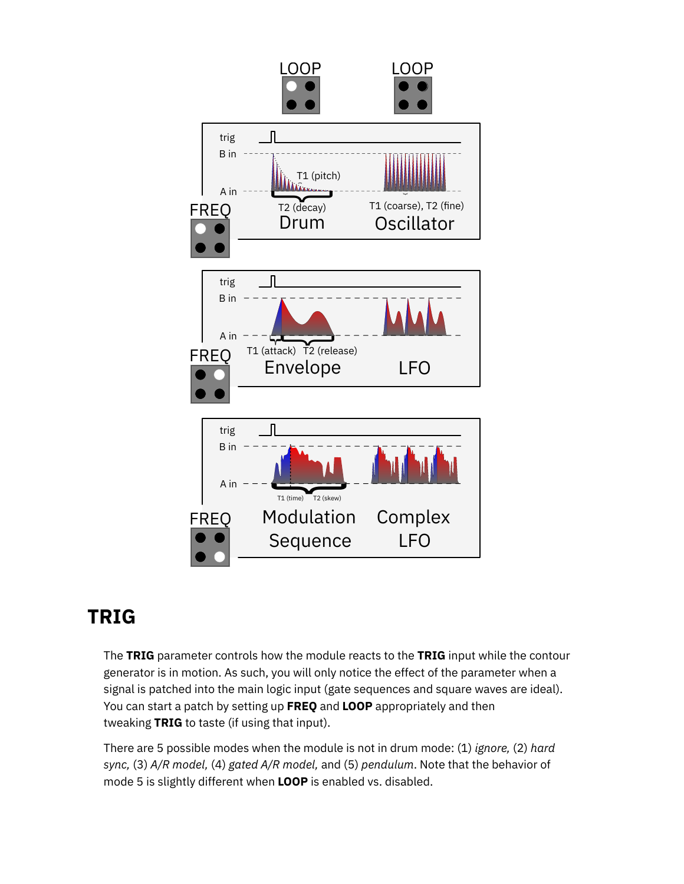LOOP LOOP

trig
B in
A in
T1 (pitch)
T2 (decay)
T1 (coarse), T2 (fine)
FREQ
Drum
Oscillator

trig
B in
A in
T1 (attack) T2 (release)
FREQ
Envelope
LFO

trig
B in
A in
T1 (time) T2 (skew)
FREQ
Modulation Sequence
Complex LFO

## TRIG

The **TRIG** parameter controls how the module reacts to the **TRIG** input while the contour generator is in motion. As such, you will only notice the effect of the parameter when a signal is patched into the main logic input (gate sequences and square waves are ideal). You can start a patch by setting up **FREQ** and **LOOP** appropriately and then tweaking **TRIG** to taste (if using that input).

There are 5 possible modes when the module is not in drum mode: (1) *ignore,* (2) *hard sync,* (3) *A/R model,* (4) *gated A/R model,* and (5) *pendulum*. Note that the behavior of mode 5 is slightly different when **LOOP** is enabled vs. disabled.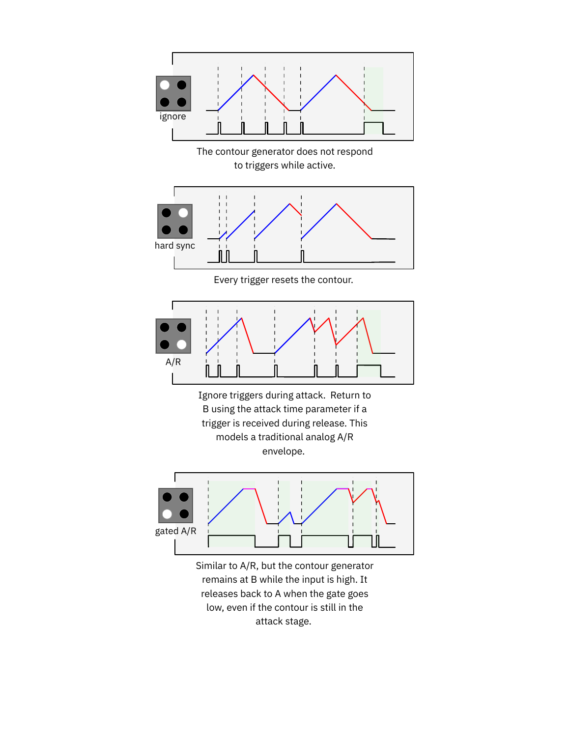ignore

The contour generator does not respond to triggers while active.

hard sync

Every trigger resets the contour.

A/R

Ignore triggers during attack. Return to B using the attack time parameter if a trigger is received during release. This models a traditional analog A/R envelope.

gated A/R

Similar to A/R, but the contour generator remains at B while the input is high. It releases back to A when the gate goes low, even if the contour is still in the attack stage.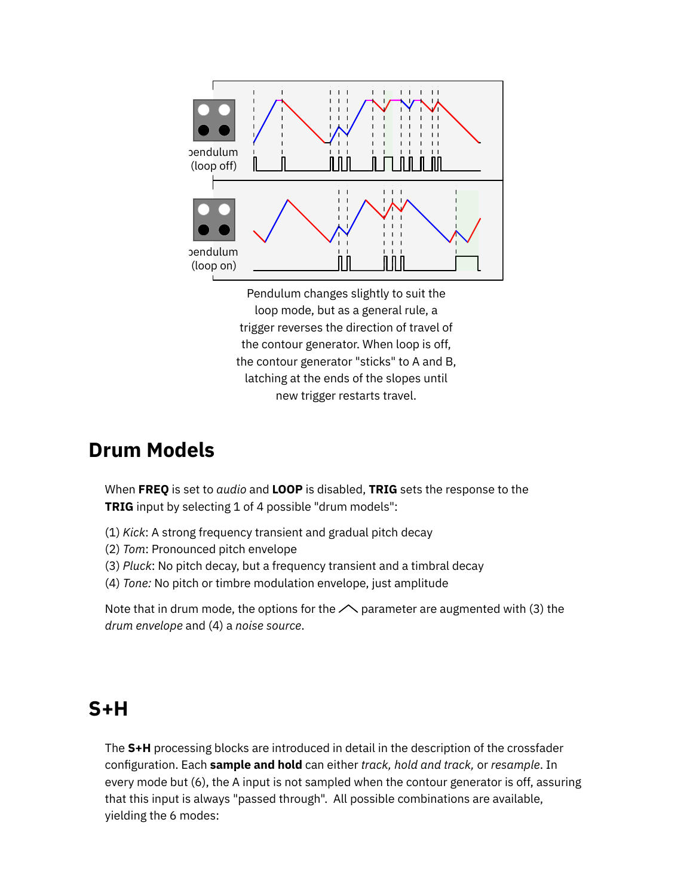pendulum
(loop off)

pendulum
(loop on)

Pendulum changes slightly to suit the loop mode, but as a general rule, a trigger reverses the direction of travel of the contour generator. When loop is off, the contour generator "sticks" to A and B, latching at the ends of the slopes until new trigger restarts travel.

## Drum Models

When **FREQ** is set to *audio* and **LOOP** is disabled, **TRIG** sets the response to the **TRIG** input by selecting 1 of 4 possible "drum models":

(1) *Kick*: A strong frequency transient and gradual pitch decay
(2) *Tom*: Pronounced pitch envelope
(3) *Pluck*: No pitch decay, but a frequency transient and a timbral decay
(4) *Tone:* No pitch or timbre modulation envelope, just amplitude

Note that in drum mode, the options for the ⌃ parameter are augmented with (3) the *drum envelope* and (4) a *noise source*.

## S+H

The **S+H** processing blocks are introduced in detail in the description of the crossfader configuration. Each **sample and hold** can either *track, hold and track,* or *resample*. In every mode but (6), the A input is not sampled when the contour generator is off, assuring that this input is always "passed through". All possible combinations are available, yielding the 6 modes: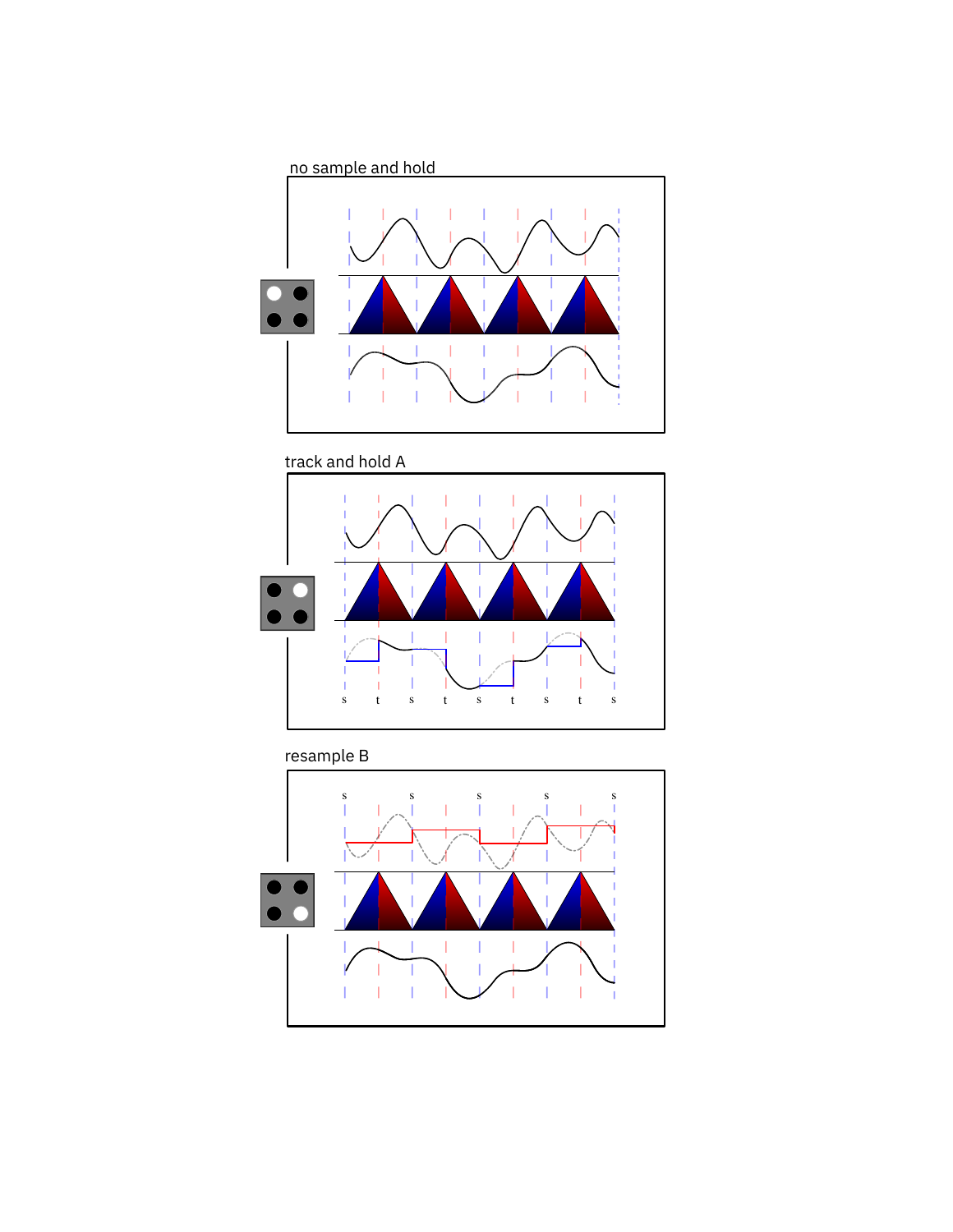no sample and hold

track and hold A

s t s t s t s t s

resample B

s s s s s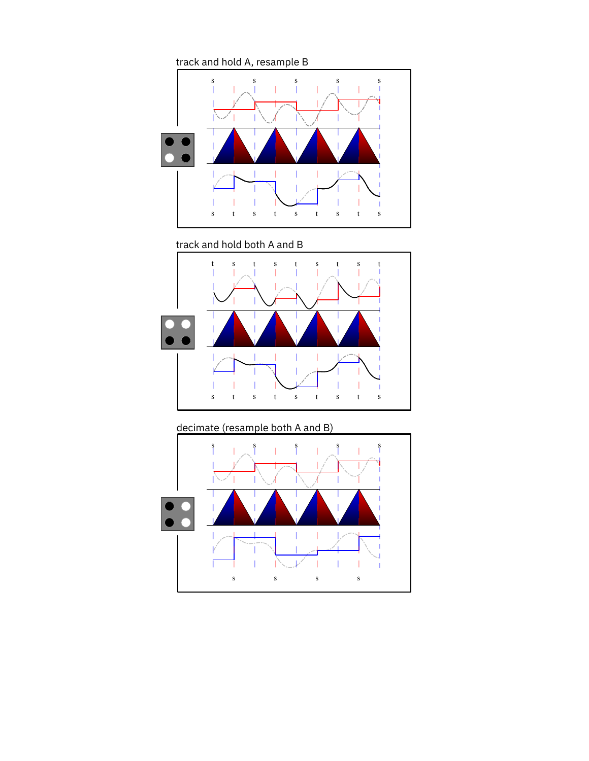track and hold A, resample B

track and hold both A and B

decimate (resample both A and B)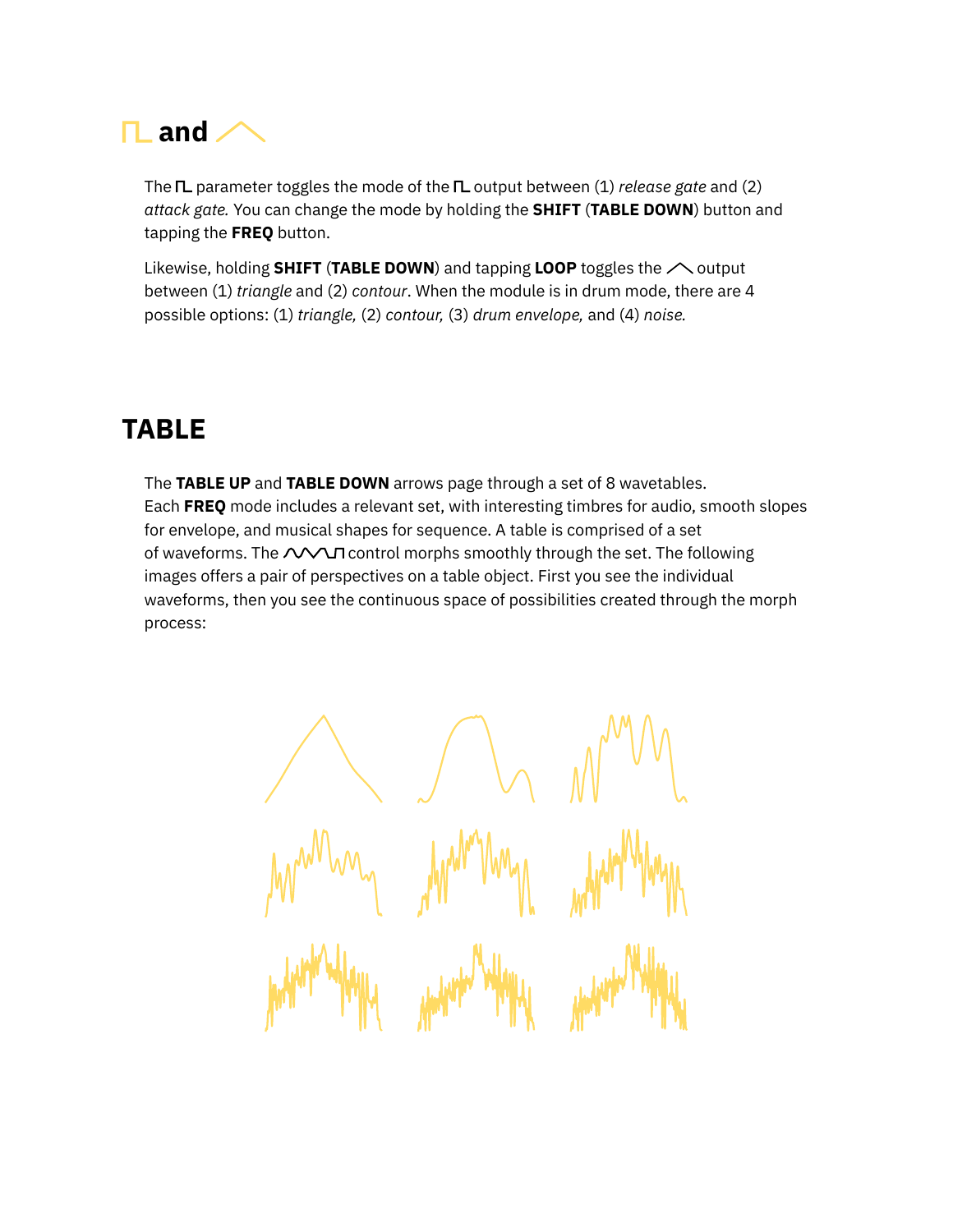## ⊓L and ⋀

The ⊓L parameter toggles the mode of the ⊓L output between (1) *release gate* and (2) *attack gate.* You can change the mode by holding the **SHIFT** (**TABLE DOWN**) button and tapping the **FREQ** button.

Likewise, holding **SHIFT** (**TABLE DOWN**) and tapping **LOOP** toggles the ⋀ output between (1) *triangle* and (2) *contour*. When the module is in drum mode, there are 4 possible options: (1) *triangle,* (2) *contour,* (3) *drum envelope,* and (4) *noise.*

## TABLE

The **TABLE UP** and **TABLE DOWN** arrows page through a set of 8 wavetables. Each **FREQ** mode includes a relevant set, with interesting timbres for audio, smooth slopes for envelope, and musical shapes for sequence. A table is comprised of a set of waveforms. The ∿∿⊓ control morphs smoothly through the set. The following images offers a pair of perspectives on a table object. First you see the individual waveforms, then you see the continuous space of possibilities created through the morph process: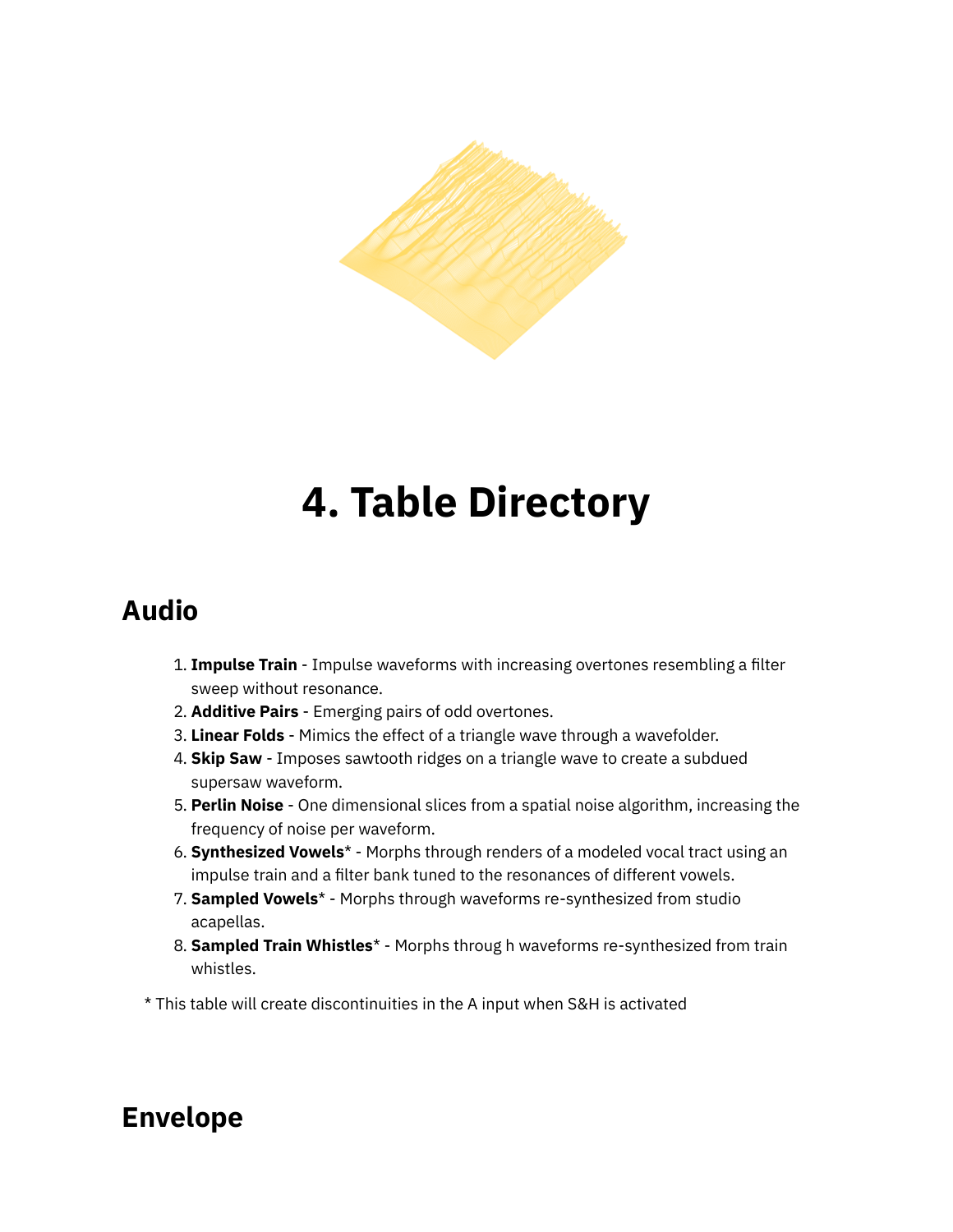# 4. Table Directory

## Audio

1. **Impulse Train** - Impulse waveforms with increasing overtones resembling a filter sweep without resonance.
2. **Additive Pairs** - Emerging pairs of odd overtones.
3. **Linear Folds** - Mimics the effect of a triangle wave through a wavefolder.
4. **Skip Saw** - Imposes sawtooth ridges on a triangle wave to create a subdued supersaw waveform.
5. **Perlin Noise** - One dimensional slices from a spatial noise algorithm, increasing the frequency of noise per waveform.
6. **Synthesized Vowels*** - Morphs through renders of a modeled vocal tract using an impulse train and a filter bank tuned to the resonances of different vowels.
7. **Sampled Vowels*** - Morphs through waveforms re-synthesized from studio acapellas.
8. **Sampled Train Whistles*** - Morphs throug h waveforms re-synthesized from train whistles.

\* This table will create discontinuities in the A input when S&H is activated

## Envelope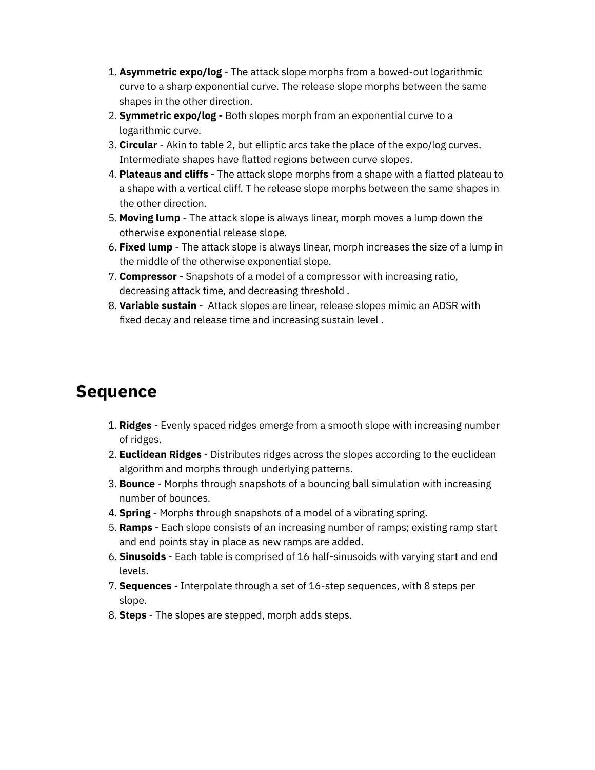1. **Asymmetric expo/log** - The attack slope morphs from a bowed-out logarithmic curve to a sharp exponential curve. The release slope morphs between the same shapes in the other direction.
2. **Symmetric expo/log** - Both slopes morph from an exponential curve to a logarithmic curve.
3. **Circular** - Akin to table 2, but elliptic arcs take the place of the expo/log curves. Intermediate shapes have flatted regions between curve slopes.
4. **Plateaus and cliffs** - The attack slope morphs from a shape with a flatted plateau to a shape with a vertical cliff. T he release slope morphs between the same shapes in the other direction.
5. **Moving lump** - The attack slope is always linear, morph moves a lump down the otherwise exponential release slope.
6. **Fixed lump** - The attack slope is always linear, morph increases the size of a lump in the middle of the otherwise exponential slope.
7. **Compressor** - Snapshots of a model of a compressor with increasing ratio, decreasing attack time, and decreasing threshold .
8. **Variable sustain** - Attack slopes are linear, release slopes mimic an ADSR with fixed decay and release time and increasing sustain level .

# Sequence

1. **Ridges** - Evenly spaced ridges emerge from a smooth slope with increasing number of ridges.
2. **Euclidean Ridges** - Distributes ridges across the slopes according to the euclidean algorithm and morphs through underlying patterns.
3. **Bounce** - Morphs through snapshots of a bouncing ball simulation with increasing number of bounces.
4. **Spring** - Morphs through snapshots of a model of a vibrating spring.
5. **Ramps** - Each slope consists of an increasing number of ramps; existing ramp start and end points stay in place as new ramps are added.
6. **Sinusoids** - Each table is comprised of 16 half-sinusoids with varying start and end levels.
7. **Sequences** - Interpolate through a set of 16-step sequences, with 8 steps per slope.
8. **Steps** - The slopes are stepped, morph adds steps.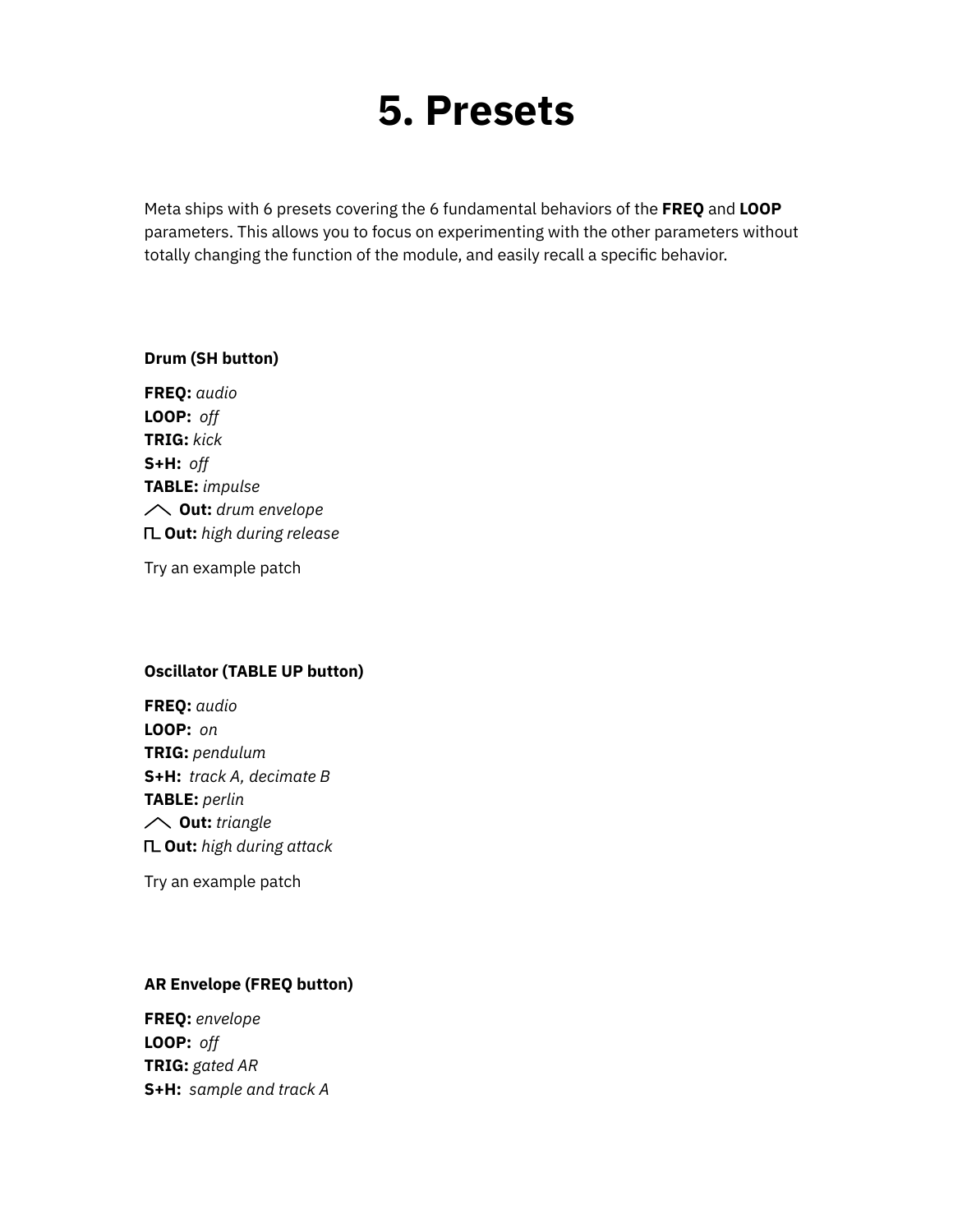# 5. Presets

Meta ships with 6 presets covering the 6 fundamental behaviors of the **FREQ** and **LOOP** parameters. This allows you to focus on experimenting with the other parameters without totally changing the function of the module, and easily recall a specific behavior.

**Drum (SH button)**

**FREQ:** *audio*
**LOOP:** *off*
**TRIG:** *kick*
**S+H:** *off*
**TABLE:** *impulse*
⌃ **Out:** *drum envelope*
⎍ **Out:** *high during release*

Try an example patch

**Oscillator (TABLE UP button)**

**FREQ:** *audio*
**LOOP:** *on*
**TRIG:** *pendulum*
**S+H:** *track A, decimate B*
**TABLE:** *perlin*
⌃ **Out:** *triangle*
⎍ **Out:** *high during attack*

Try an example patch

**AR Envelope (FREQ button)**

**FREQ:** *envelope*
**LOOP:** *off*
**TRIG:** *gated AR*
**S+H:** *sample and track A*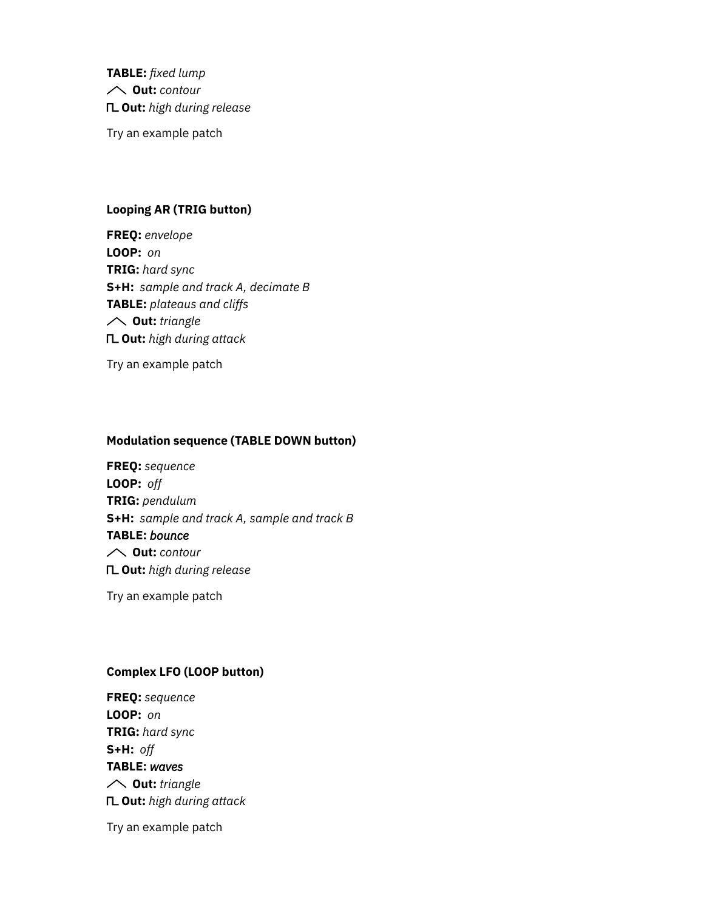**TABLE:** *fixed lump*
⌃ **Out:** *contour*
⎍ **Out:** *high during release*

Try an example patch

**Looping AR (TRIG button)**

**FREQ:** *envelope*
**LOOP:** *on*
**TRIG:** *hard sync*
**S+H:** *sample and track A, decimate B*
**TABLE:** *plateaus and cliffs*
⌃ **Out:** *triangle*
⎍ **Out:** *high during attack*

Try an example patch

**Modulation sequence (TABLE DOWN button)**

**FREQ:** *sequence*
**LOOP:** *off*
**TRIG:** *pendulum*
**S+H:** *sample and track A, sample and track B*
**TABLE:** *bounce*
⌃ **Out:** *contour*
⎍ **Out:** *high during release*

Try an example patch

**Complex LFO (LOOP button)**

**FREQ:** *sequence*
**LOOP:** *on*
**TRIG:** *hard sync*
**S+H:** *off*
**TABLE:** *waves*
⌃ **Out:** *triangle*
⎍ **Out:** *high during attack*

Try an example patch